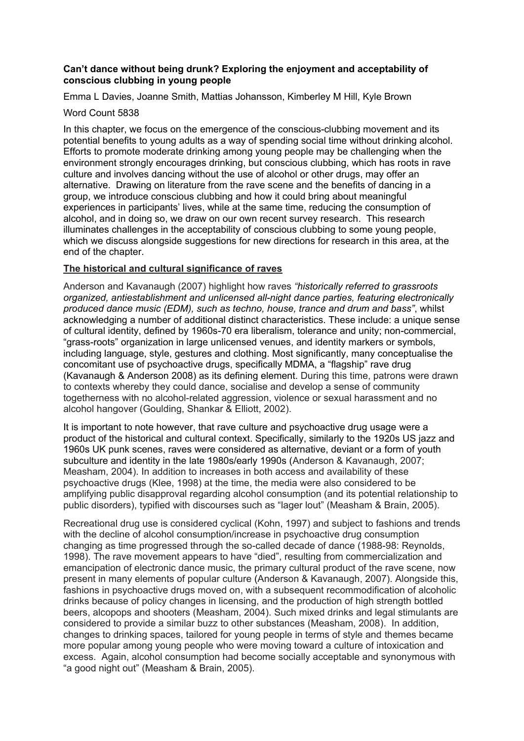**Can't dance without being drunk? Exploring the enjoyment and acceptability of conscious clubbing in young people**

Emma L Davies, Joanne Smith, Mattias Johansson, Kimberley M Hill, Kyle Brown

Word Count 5838

In this chapter, we focus on the emergence of the conscious-clubbing movement and its potential benefits to young adults as a way of spending social time without drinking alcohol. Efforts to promote moderate drinking among young people may be challenging when the environment strongly encourages drinking, but conscious clubbing, which has roots in rave culture and involves dancing without the use of alcohol or other drugs, may offer an alternative. Drawing on literature from the rave scene and the benefits of dancing in a group, we introduce conscious clubbing and how it could bring about meaningful experiences in participants' lives, while at the same time, reducing the consumption of alcohol, and in doing so, we draw on our own recent survey research. This research illuminates challenges in the acceptability of conscious clubbing to some young people, which we discuss alongside suggestions for new directions for research in this area, at the end of the chapter.

## The historical and cultural significance of raves

Anderson and Kavanaugh (2007) highlight how raves *"historically referred to grassroots organized, antiestablishment and unlicensed all-night dance parties, featuring electronically produced dance music (EDM), such as techno, house, trance and drum and bass"*, whilst acknowledging a number of additional distinct characteristics. These include: a unique sense of cultural identity, defined by 1960s-70 era liberalism, tolerance and unity; non-commercial, "grass-roots" organization in large unlicensed venues, and identity markers or symbols, including language, style, gestures and clothing. Most significantly, many conceptualise the concomitant use of psychoactive drugs, specifically MDMA, a "flagship" rave drug (Kavanaugh & Anderson 2008) as its defining element. During this time, patrons were drawn to contexts whereby they could dance, socialise and develop a sense of community togetherness with no alcohol-related aggression, violence or sexual harassment and no alcohol hangover (Goulding, Shankar & Elliott, 2002).

It is important to note however, that rave culture and psychoactive drug usage were a product of the historical and cultural context. Specifically, similarly to the 1920s US jazz and 1960s UK punk scenes, raves were considered as alternative, deviant or a form of youth subculture and identity in the late 1980s/early 1990s (Anderson & Kavanaugh, 2007; Measham, 2004). In addition to increases in both access and availability of these psychoactive drugs (Klee, 1998) at the time, the media were also considered to be amplifying public disapproval regarding alcohol consumption (and its potential relationship to public disorders), typified with discourses such as "lager lout" (Measham & Brain, 2005).

Recreational drug use is considered cyclical (Kohn, 1997) and subject to fashions and trends with the decline of alcohol consumption/increase in psychoactive drug consumption changing as time progressed through the so-called decade of dance (1988-98: Reynolds, 1998). The rave movement appears to have "died", resulting from commercialization and emancipation of electronic dance music, the primary cultural product of the rave scene, now present in many elements of popular culture (Anderson & Kavanaugh, 2007). Alongside this, fashions in psychoactive drugs moved on, with a subsequent recommodification of alcoholic drinks because of policy changes in licensing, and the production of high strength bottled beers, alcopops and shooters (Measham, 2004). Such mixed drinks and legal stimulants are considered to provide a similar buzz to other substances (Measham, 2008). In addition, changes to drinking spaces, tailored for young people in terms of style and themes became more popular among young people who were moving toward a culture of intoxication and excess. Again, alcohol consumption had become socially acceptable and synonymous with "a good night out" (Measham & Brain, 2005).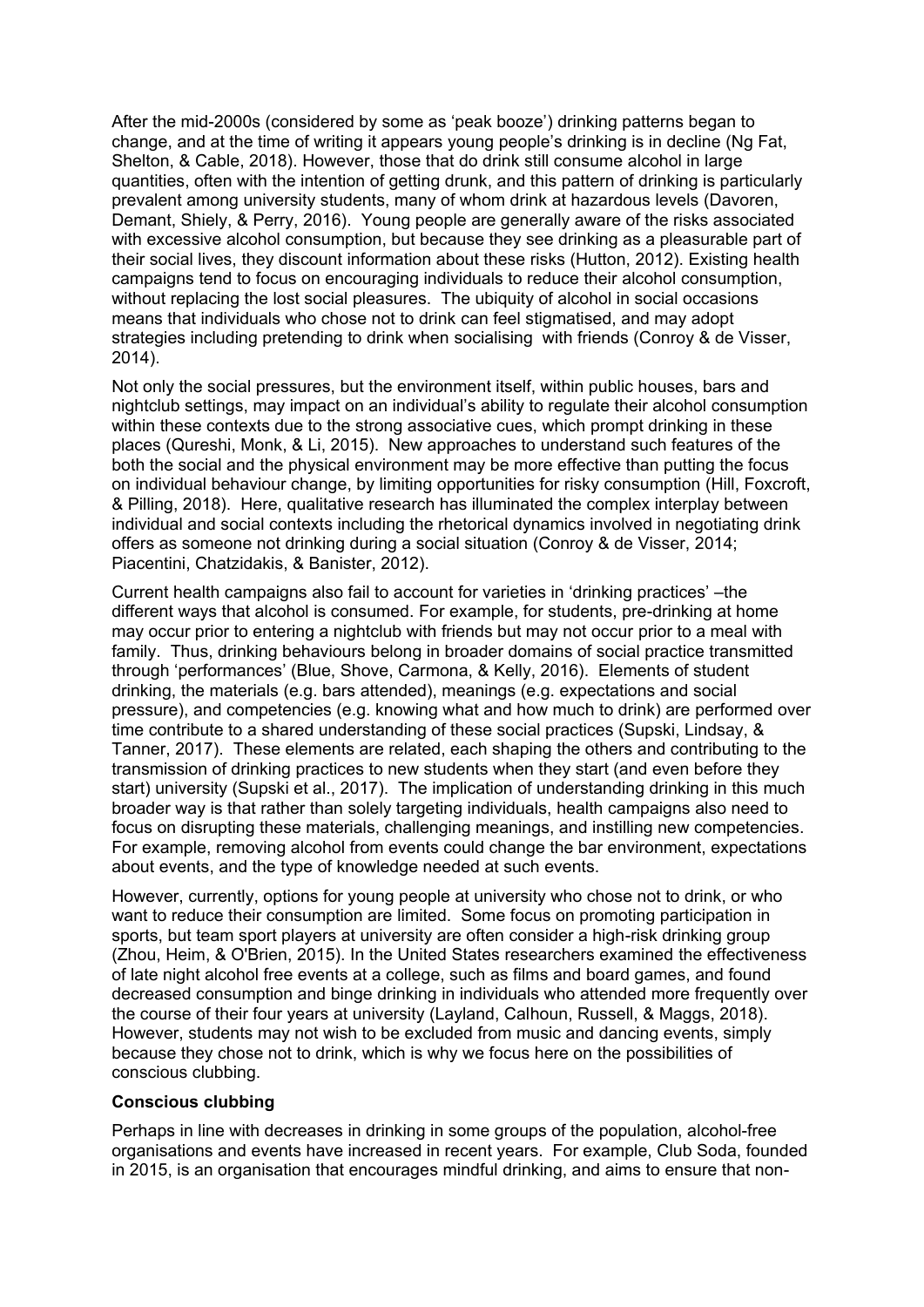After the mid-2000s (considered by some as 'peak booze') drinking patterns began to change, and at the time of writing it appears young people's drinking is in decline (Ng Fat, Shelton, & Cable, 2018). However, those that do drink still consume alcohol in large quantities, often with the intention of getting drunk, and this pattern of drinking is particularly prevalent among university students, many of whom drink at hazardous levels (Davoren, Demant, Shiely, & Perry, 2016). Young people are generally aware of the risks associated with excessive alcohol consumption, but because they see drinking as a pleasurable part of their social lives, they discount information about these risks (Hutton, 2012). Existing health campaigns tend to focus on encouraging individuals to reduce their alcohol consumption, without replacing the lost social pleasures. The ubiquity of alcohol in social occasions means that individuals who chose not to drink can feel stigmatised, and may adopt strategies including pretending to drink when socialising with friends (Conroy & de Visser, 2014).

Not only the social pressures, but the environment itself, within public houses, bars and nightclub settings, may impact on an individual's ability to regulate their alcohol consumption within these contexts due to the strong associative cues, which prompt drinking in these places (Qureshi, Monk, & Li, 2015). New approaches to understand such features of the both the social and the physical environment may be more effective than putting the focus on individual behaviour change, by limiting opportunities for risky consumption (Hill, Foxcroft, & Pilling, 2018). Here, qualitative research has illuminated the complex interplay between individual and social contexts including the rhetorical dynamics involved in negotiating drink offers as someone not drinking during a social situation (Conroy & de Visser, 2014; Piacentini, Chatzidakis, & Banister, 2012).

Current health campaigns also fail to account for varieties in 'drinking practices' –the different ways that alcohol is consumed. For example, for students, pre-drinking at home may occur prior to entering a nightclub with friends but may not occur prior to a meal with family. Thus, drinking behaviours belong in broader domains of social practice transmitted through 'performances' (Blue, Shove, Carmona, & Kelly, 2016). Elements of student drinking, the materials (e.g. bars attended), meanings (e.g. expectations and social pressure), and competencies (e.g. knowing what and how much to drink) are performed over time contribute to a shared understanding of these social practices (Supski, Lindsay, & Tanner, 2017). These elements are related, each shaping the others and contributing to the transmission of drinking practices to new students when they start (and even before they start) university (Supski et al., 2017). The implication of understanding drinking in this much broader way is that rather than solely targeting individuals, health campaigns also need to focus on disrupting these materials, challenging meanings, and instilling new competencies. For example, removing alcohol from events could change the bar environment, expectations about events, and the type of knowledge needed at such events.

However, currently, options for young people at university who chose not to drink, or who want to reduce their consumption are limited. Some focus on promoting participation in sports, but team sport players at university are often consider a high-risk drinking group (Zhou, Heim, & O'Brien, 2015). In the United States researchers examined the effectiveness of late night alcohol free events at a college, such as films and board games, and found decreased consumption and binge drinking in individuals who attended more frequently over the course of their four years at university (Layland, Calhoun, Russell, & Maggs, 2018). However, students may not wish to be excluded from music and dancing events, simply because they chose not to drink, which is why we focus here on the possibilities of conscious clubbing.

**Conscious clubbing**

Perhaps in line with decreases in drinking in some groups of the population, alcohol-free organisations and events have increased in recent years. For example, Club Soda, founded in 2015, is an organisation that encourages mindful drinking, and aims to ensure that non-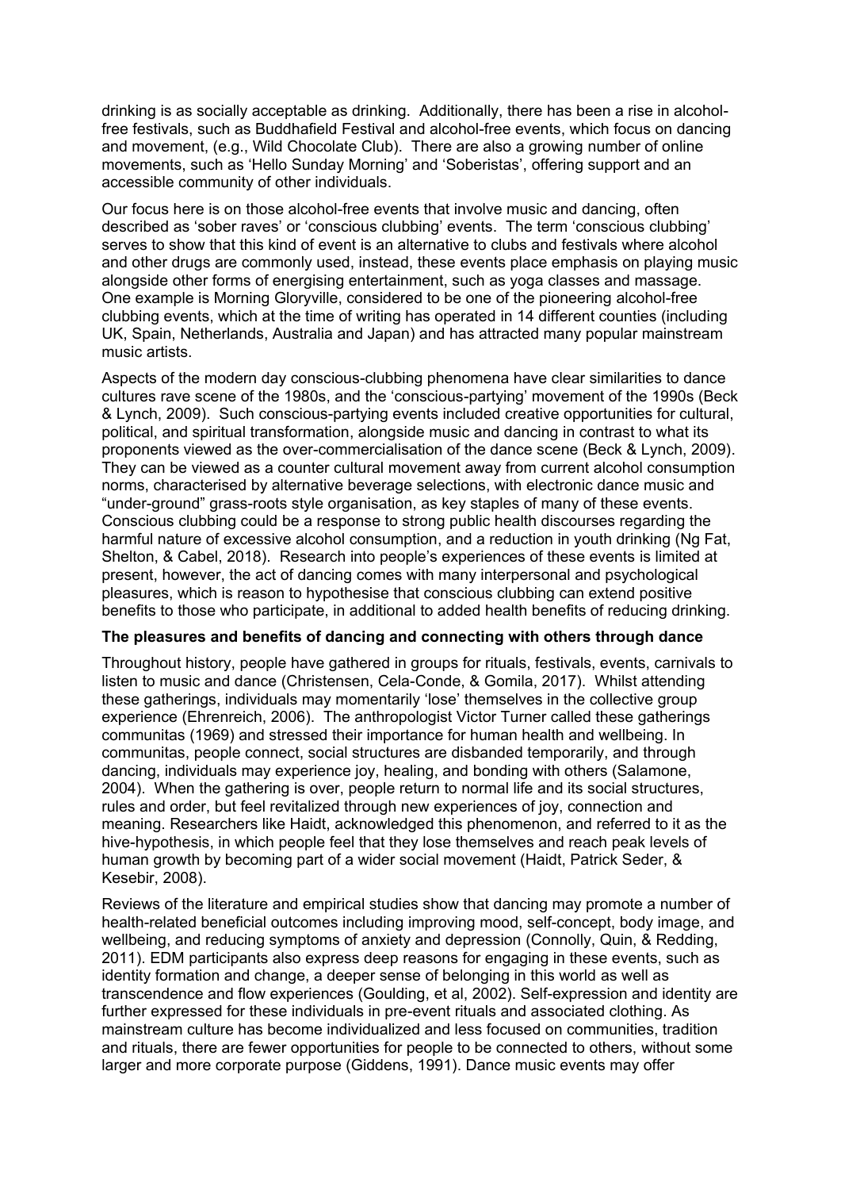drinking is as socially acceptable as drinking. Additionally, there has been a rise in alcohol-free festivals, such as Buddhafield Festival and alcohol-free events, which focus on dancing and movement, (e.g., Wild Chocolate Club). There are also a growing number of online movements, such as 'Hello Sunday Morning' and 'Soberistas', offering support and an accessible community of other individuals.

Our focus here is on those alcohol-free events that involve music and dancing, often described as 'sober raves' or 'conscious clubbing' events. The term 'conscious clubbing' serves to show that this kind of event is an alternative to clubs and festivals where alcohol and other drugs are commonly used, instead, these events place emphasis on playing music alongside other forms of energising entertainment, such as yoga classes and massage. One example is Morning Gloryville, considered to be one of the pioneering alcohol-free clubbing events, which at the time of writing has operated in 14 different counties (including UK, Spain, Netherlands, Australia and Japan) and has attracted many popular mainstream music artists.

Aspects of the modern day conscious-clubbing phenomena have clear similarities to dance cultures rave scene of the 1980s, and the 'conscious-partying' movement of the 1990s (Beck & Lynch, 2009). Such conscious-partying events included creative opportunities for cultural, political, and spiritual transformation, alongside music and dancing in contrast to what its proponents viewed as the over-commercialisation of the dance scene (Beck & Lynch, 2009). They can be viewed as a counter cultural movement away from current alcohol consumption norms, characterised by alternative beverage selections, with electronic dance music and "under-ground" grass-roots style organisation, as key staples of many of these events. Conscious clubbing could be a response to strong public health discourses regarding the harmful nature of excessive alcohol consumption, and a reduction in youth drinking (Ng Fat, Shelton, & Cabel, 2018). Research into people's experiences of these events is limited at present, however, the act of dancing comes with many interpersonal and psychological pleasures, which is reason to hypothesise that conscious clubbing can extend positive benefits to those who participate, in additional to added health benefits of reducing drinking.

**The pleasures and benefits of dancing and connecting with others through dance**

Throughout history, people have gathered in groups for rituals, festivals, events, carnivals to listen to music and dance (Christensen, Cela-Conde, & Gomila, 2017). Whilst attending these gatherings, individuals may momentarily 'lose' themselves in the collective group experience (Ehrenreich, 2006). The anthropologist Victor Turner called these gatherings communitas (1969) and stressed their importance for human health and wellbeing. In communitas, people connect, social structures are disbanded temporarily, and through dancing, individuals may experience joy, healing, and bonding with others (Salamone, 2004). When the gathering is over, people return to normal life and its social structures, rules and order, but feel revitalized through new experiences of joy, connection and meaning. Researchers like Haidt, acknowledged this phenomenon, and referred to it as the hive-hypothesis, in which people feel that they lose themselves and reach peak levels of human growth by becoming part of a wider social movement (Haidt, Patrick Seder, & Kesebir, 2008).

Reviews of the literature and empirical studies show that dancing may promote a number of health-related beneficial outcomes including improving mood, self-concept, body image, and wellbeing, and reducing symptoms of anxiety and depression (Connolly, Quin, & Redding, 2011). EDM participants also express deep reasons for engaging in these events, such as identity formation and change, a deeper sense of belonging in this world as well as transcendence and flow experiences (Goulding, et al, 2002). Self-expression and identity are further expressed for these individuals in pre-event rituals and associated clothing. As mainstream culture has become individualized and less focused on communities, tradition and rituals, there are fewer opportunities for people to be connected to others, without some larger and more corporate purpose (Giddens, 1991). Dance music events may offer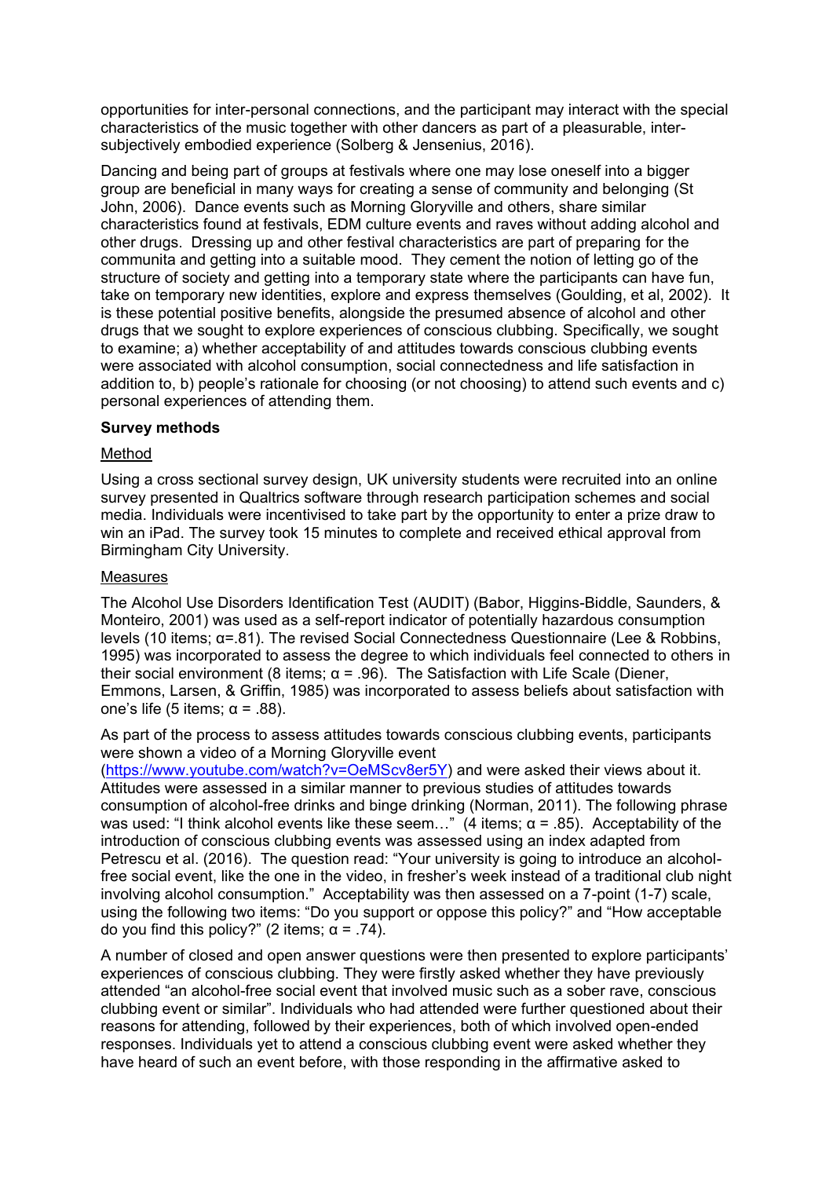opportunities for inter-personal connections, and the participant may interact with the special characteristics of the music together with other dancers as part of a pleasurable, inter-subjectively embodied experience (Solberg & Jensenius, 2016).

Dancing and being part of groups at festivals where one may lose oneself into a bigger group are beneficial in many ways for creating a sense of community and belonging (St John, 2006). Dance events such as Morning Gloryville and others, share similar characteristics found at festivals, EDM culture events and raves without adding alcohol and other drugs. Dressing up and other festival characteristics are part of preparing for the communita and getting into a suitable mood. They cement the notion of letting go of the structure of society and getting into a temporary state where the participants can have fun, take on temporary new identities, explore and express themselves (Goulding, et al, 2002). It is these potential positive benefits, alongside the presumed absence of alcohol and other drugs that we sought to explore experiences of conscious clubbing. Specifically, we sought to examine; a) whether acceptability of and attitudes towards conscious clubbing events were associated with alcohol consumption, social connectedness and life satisfaction in addition to, b) people's rationale for choosing (or not choosing) to attend such events and c) personal experiences of attending them.

**Survey methods**

Method

Using a cross sectional survey design, UK university students were recruited into an online survey presented in Qualtrics software through research participation schemes and social media. Individuals were incentivised to take part by the opportunity to enter a prize draw to win an iPad. The survey took 15 minutes to complete and received ethical approval from Birmingham City University.

Measures

The Alcohol Use Disorders Identification Test (AUDIT) (Babor, Higgins-Biddle, Saunders, & Monteiro, 2001) was used as a self-report indicator of potentially hazardous consumption levels (10 items; $\alpha$=.81). The revised Social Connectedness Questionnaire (Lee & Robbins, 1995) was incorporated to assess the degree to which individuals feel connected to others in their social environment (8 items; $\alpha$ = .96). The Satisfaction with Life Scale (Diener, Emmons, Larsen, & Griffin, 1985) was incorporated to assess beliefs about satisfaction with one's life (5 items; $\alpha$ = .88).

As part of the process to assess attitudes towards conscious clubbing events, participants were shown a video of a Morning Gloryville event (https://www.youtube.com/watch?v=OeMScv8er5Y) and were asked their views about it. Attitudes were assessed in a similar manner to previous studies of attitudes towards consumption of alcohol-free drinks and binge drinking (Norman, 2011). The following phrase was used: "I think alcohol events like these seem…" (4 items; $\alpha$ = .85). Acceptability of the introduction of conscious clubbing events was assessed using an index adapted from Petrescu et al. (2016). The question read: "Your university is going to introduce an alcohol-free social event, like the one in the video, in fresher's week instead of a traditional club night involving alcohol consumption." Acceptability was then assessed on a 7-point (1-7) scale, using the following two items: "Do you support or oppose this policy?" and "How acceptable do you find this policy?" (2 items; $\alpha$ = .74).

A number of closed and open answer questions were then presented to explore participants' experiences of conscious clubbing. They were firstly asked whether they have previously attended "an alcohol-free social event that involved music such as a sober rave, conscious clubbing event or similar". Individuals who had attended were further questioned about their reasons for attending, followed by their experiences, both of which involved open-ended responses. Individuals yet to attend a conscious clubbing event were asked whether they have heard of such an event before, with those responding in the affirmative asked to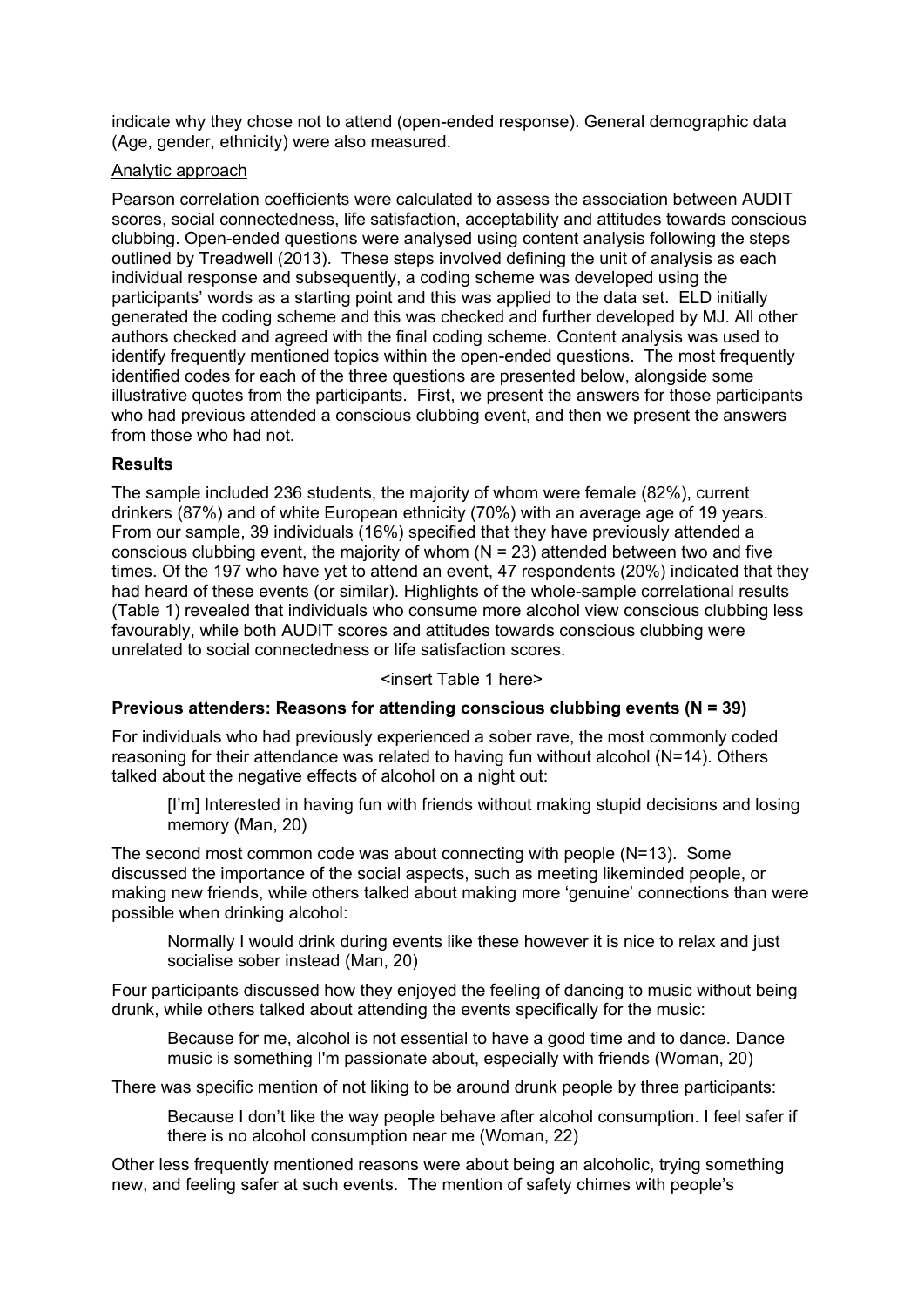indicate why they chose not to attend (open-ended response). General demographic data (Age, gender, ethnicity) were also measured.

Analytic approach

Pearson correlation coefficients were calculated to assess the association between AUDIT scores, social connectedness, life satisfaction, acceptability and attitudes towards conscious clubbing. Open-ended questions were analysed using content analysis following the steps outlined by Treadwell (2013). These steps involved defining the unit of analysis as each individual response and subsequently, a coding scheme was developed using the participants' words as a starting point and this was applied to the data set. ELD initially generated the coding scheme and this was checked and further developed by MJ. All other authors checked and agreed with the final coding scheme. Content analysis was used to identify frequently mentioned topics within the open-ended questions. The most frequently identified codes for each of the three questions are presented below, alongside some illustrative quotes from the participants. First, we present the answers for those participants who had previous attended a conscious clubbing event, and then we present the answers from those who had not.

**Results**

The sample included 236 students, the majority of whom were female (82%), current drinkers (87%) and of white European ethnicity (70%) with an average age of 19 years. From our sample, 39 individuals (16%) specified that they have previously attended a conscious clubbing event, the majority of whom (N = 23) attended between two and five times. Of the 197 who have yet to attend an event, 47 respondents (20%) indicated that they had heard of these events (or similar). Highlights of the whole-sample correlational results (Table 1) revealed that individuals who consume more alcohol view conscious clubbing less favourably, while both AUDIT scores and attitudes towards conscious clubbing were unrelated to social connectedness or life satisfaction scores.

<insert Table 1 here>

**Previous attenders: Reasons for attending conscious clubbing events (N = 39)**

For individuals who had previously experienced a sober rave, the most commonly coded reasoning for their attendance was related to having fun without alcohol (N=14). Others talked about the negative effects of alcohol on a night out:

> [I'm] Interested in having fun with friends without making stupid decisions and losing memory (Man, 20)

The second most common code was about connecting with people (N=13). Some discussed the importance of the social aspects, such as meeting likeminded people, or making new friends, while others talked about making more 'genuine' connections than were possible when drinking alcohol:

> Normally I would drink during events like these however it is nice to relax and just socialise sober instead (Man, 20)

Four participants discussed how they enjoyed the feeling of dancing to music without being drunk, while others talked about attending the events specifically for the music:

> Because for me, alcohol is not essential to have a good time and to dance. Dance music is something I'm passionate about, especially with friends (Woman, 20)

There was specific mention of not liking to be around drunk people by three participants:

> Because I don't like the way people behave after alcohol consumption. I feel safer if there is no alcohol consumption near me (Woman, 22)

Other less frequently mentioned reasons were about being an alcoholic, trying something new, and feeling safer at such events. The mention of safety chimes with people's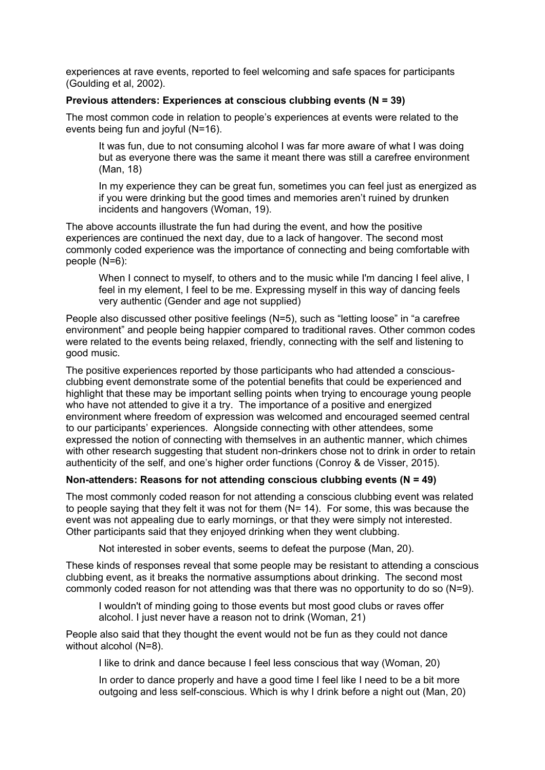experiences at rave events, reported to feel welcoming and safe spaces for participants (Goulding et al, 2002).

**Previous attenders: Experiences at conscious clubbing events (N = 39)**

The most common code in relation to people's experiences at events were related to the events being fun and joyful (N=16).

> It was fun, due to not consuming alcohol I was far more aware of what I was doing but as everyone there was the same it meant there was still a carefree environment (Man, 18)
>
> In my experience they can be great fun, sometimes you can feel just as energized as if you were drinking but the good times and memories aren't ruined by drunken incidents and hangovers (Woman, 19).

The above accounts illustrate the fun had during the event, and how the positive experiences are continued the next day, due to a lack of hangover. The second most commonly coded experience was the importance of connecting and being comfortable with people (N=6):

> When I connect to myself, to others and to the music while I'm dancing I feel alive, I feel in my element, I feel to be me. Expressing myself in this way of dancing feels very authentic (Gender and age not supplied)

People also discussed other positive feelings (N=5), such as "letting loose" in "a carefree environment" and people being happier compared to traditional raves. Other common codes were related to the events being relaxed, friendly, connecting with the self and listening to good music.

The positive experiences reported by those participants who had attended a conscious-clubbing event demonstrate some of the potential benefits that could be experienced and highlight that these may be important selling points when trying to encourage young people who have not attended to give it a try. The importance of a positive and energized environment where freedom of expression was welcomed and encouraged seemed central to our participants' experiences. Alongside connecting with other attendees, some expressed the notion of connecting with themselves in an authentic manner, which chimes with other research suggesting that student non-drinkers chose not to drink in order to retain authenticity of the self, and one's higher order functions (Conroy & de Visser, 2015).

**Non-attenders: Reasons for not attending conscious clubbing events (N = 49)**

The most commonly coded reason for not attending a conscious clubbing event was related to people saying that they felt it was not for them (N= 14). For some, this was because the event was not appealing due to early mornings, or that they were simply not interested. Other participants said that they enjoyed drinking when they went clubbing.

> Not interested in sober events, seems to defeat the purpose (Man, 20).

These kinds of responses reveal that some people may be resistant to attending a conscious clubbing event, as it breaks the normative assumptions about drinking. The second most commonly coded reason for not attending was that there was no opportunity to do so (N=9).

> I wouldn't of minding going to those events but most good clubs or raves offer alcohol. I just never have a reason not to drink (Woman, 21)

People also said that they thought the event would not be fun as they could not dance without alcohol (N=8).

> I like to drink and dance because I feel less conscious that way (Woman, 20)
>
> In order to dance properly and have a good time I feel like I need to be a bit more outgoing and less self-conscious. Which is why I drink before a night out (Man, 20)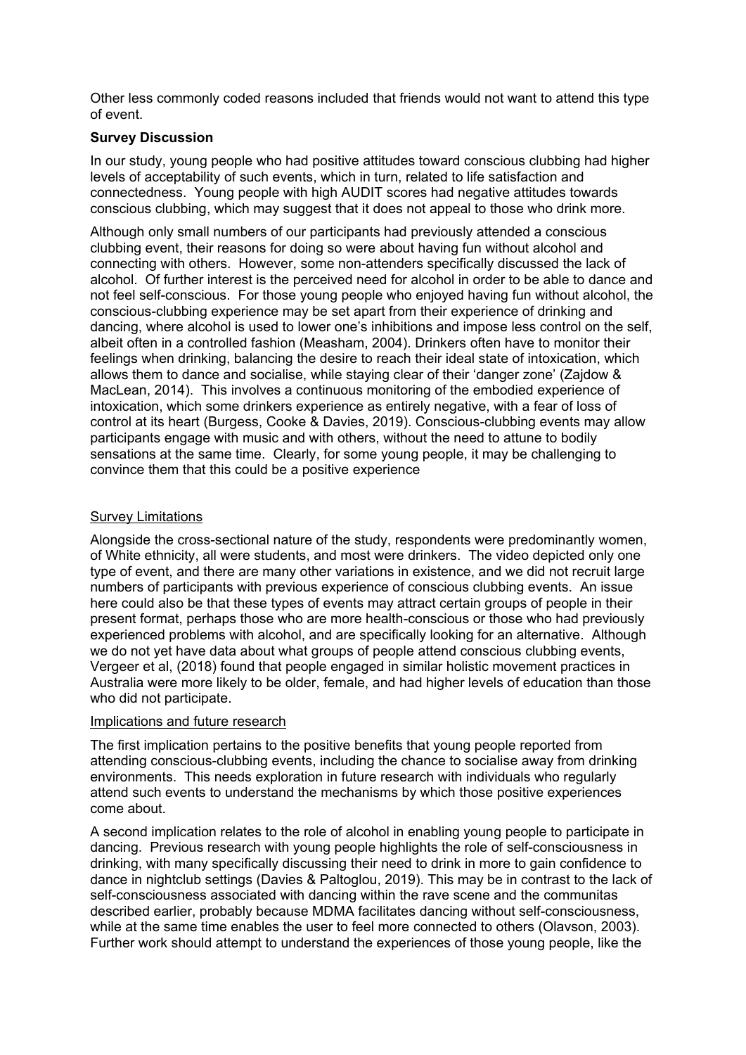Other less commonly coded reasons included that friends would not want to attend this type of event.

**Survey Discussion**

In our study, young people who had positive attitudes toward conscious clubbing had higher levels of acceptability of such events, which in turn, related to life satisfaction and connectedness. Young people with high AUDIT scores had negative attitudes towards conscious clubbing, which may suggest that it does not appeal to those who drink more.

Although only small numbers of our participants had previously attended a conscious clubbing event, their reasons for doing so were about having fun without alcohol and connecting with others. However, some non-attenders specifically discussed the lack of alcohol. Of further interest is the perceived need for alcohol in order to be able to dance and not feel self-conscious. For those young people who enjoyed having fun without alcohol, the conscious-clubbing experience may be set apart from their experience of drinking and dancing, where alcohol is used to lower one's inhibitions and impose less control on the self, albeit often in a controlled fashion (Measham, 2004). Drinkers often have to monitor their feelings when drinking, balancing the desire to reach their ideal state of intoxication, which allows them to dance and socialise, while staying clear of their 'danger zone' (Zajdow & MacLean, 2014). This involves a continuous monitoring of the embodied experience of intoxication, which some drinkers experience as entirely negative, with a fear of loss of control at its heart (Burgess, Cooke & Davies, 2019). Conscious-clubbing events may allow participants engage with music and with others, without the need to attune to bodily sensations at the same time. Clearly, for some young people, it may be challenging to convince them that this could be a positive experience

Survey Limitations

Alongside the cross-sectional nature of the study, respondents were predominantly women, of White ethnicity, all were students, and most were drinkers. The video depicted only one type of event, and there are many other variations in existence, and we did not recruit large numbers of participants with previous experience of conscious clubbing events. An issue here could also be that these types of events may attract certain groups of people in their present format, perhaps those who are more health-conscious or those who had previously experienced problems with alcohol, and are specifically looking for an alternative. Although we do not yet have data about what groups of people attend conscious clubbing events, Vergeer et al, (2018) found that people engaged in similar holistic movement practices in Australia were more likely to be older, female, and had higher levels of education than those who did not participate.

Implications and future research

The first implication pertains to the positive benefits that young people reported from attending conscious-clubbing events, including the chance to socialise away from drinking environments. This needs exploration in future research with individuals who regularly attend such events to understand the mechanisms by which those positive experiences come about.

A second implication relates to the role of alcohol in enabling young people to participate in dancing. Previous research with young people highlights the role of self-consciousness in drinking, with many specifically discussing their need to drink in more to gain confidence to dance in nightclub settings (Davies & Paltoglou, 2019). This may be in contrast to the lack of self-consciousness associated with dancing within the rave scene and the communitas described earlier, probably because MDMA facilitates dancing without self-consciousness, while at the same time enables the user to feel more connected to others (Olavson, 2003). Further work should attempt to understand the experiences of those young people, like the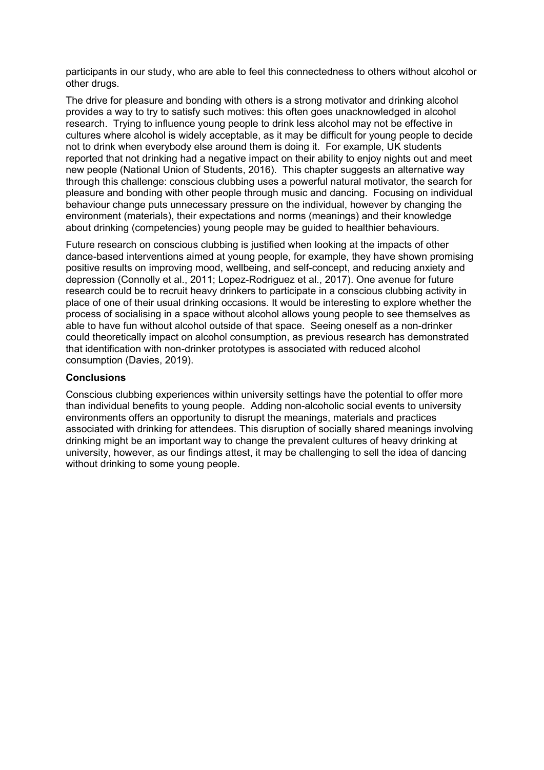participants in our study, who are able to feel this connectedness to others without alcohol or other drugs.

The drive for pleasure and bonding with others is a strong motivator and drinking alcohol provides a way to try to satisfy such motives: this often goes unacknowledged in alcohol research. Trying to influence young people to drink less alcohol may not be effective in cultures where alcohol is widely acceptable, as it may be difficult for young people to decide not to drink when everybody else around them is doing it. For example, UK students reported that not drinking had a negative impact on their ability to enjoy nights out and meet new people (National Union of Students, 2016). This chapter suggests an alternative way through this challenge: conscious clubbing uses a powerful natural motivator, the search for pleasure and bonding with other people through music and dancing. Focusing on individual behaviour change puts unnecessary pressure on the individual, however by changing the environment (materials), their expectations and norms (meanings) and their knowledge about drinking (competencies) young people may be guided to healthier behaviours.

Future research on conscious clubbing is justified when looking at the impacts of other dance-based interventions aimed at young people, for example, they have shown promising positive results on improving mood, wellbeing, and self-concept, and reducing anxiety and depression (Connolly et al., 2011; Lopez-Rodriguez et al., 2017). One avenue for future research could be to recruit heavy drinkers to participate in a conscious clubbing activity in place of one of their usual drinking occasions. It would be interesting to explore whether the process of socialising in a space without alcohol allows young people to see themselves as able to have fun without alcohol outside of that space. Seeing oneself as a non-drinker could theoretically impact on alcohol consumption, as previous research has demonstrated that identification with non-drinker prototypes is associated with reduced alcohol consumption (Davies, 2019).

**Conclusions**

Conscious clubbing experiences within university settings have the potential to offer more than individual benefits to young people. Adding non-alcoholic social events to university environments offers an opportunity to disrupt the meanings, materials and practices associated with drinking for attendees. This disruption of socially shared meanings involving drinking might be an important way to change the prevalent cultures of heavy drinking at university, however, as our findings attest, it may be challenging to sell the idea of dancing without drinking to some young people.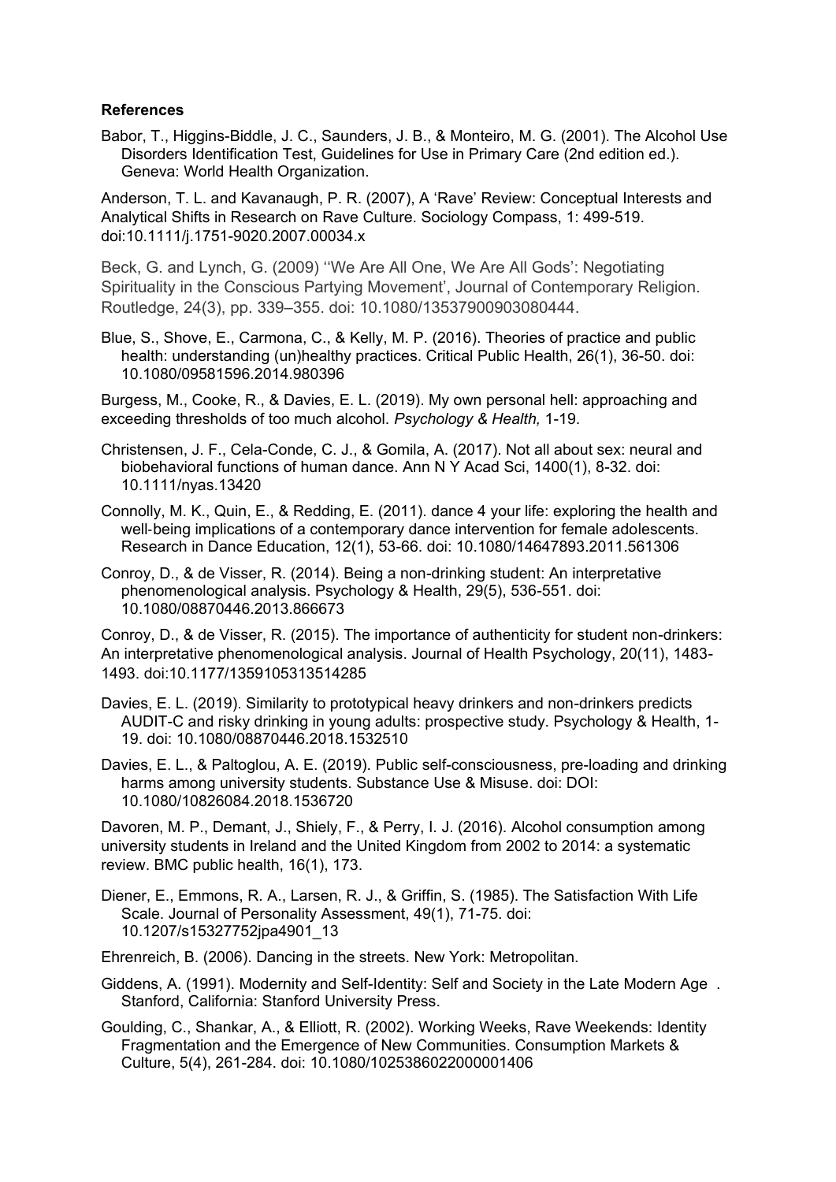**References**

Babor, T., Higgins-Biddle, J. C., Saunders, J. B., & Monteiro, M. G. (2001). The Alcohol Use Disorders Identification Test, Guidelines for Use in Primary Care (2nd edition ed.). Geneva: World Health Organization.

Anderson, T. L. and Kavanaugh, P. R. (2007), A 'Rave' Review: Conceptual Interests and Analytical Shifts in Research on Rave Culture. Sociology Compass, 1: 499-519. doi:10.1111/j.1751-9020.2007.00034.x

Beck, G. and Lynch, G. (2009) ''We Are All One, We Are All Gods': Negotiating Spirituality in the Conscious Partying Movement', Journal of Contemporary Religion. Routledge, 24(3), pp. 339–355. doi: 10.1080/13537900903080444.

Blue, S., Shove, E., Carmona, C., & Kelly, M. P. (2016). Theories of practice and public health: understanding (un)healthy practices. Critical Public Health, 26(1), 36-50. doi: 10.1080/09581596.2014.980396

Burgess, M., Cooke, R., & Davies, E. L. (2019). My own personal hell: approaching and exceeding thresholds of too much alcohol. *Psychology & Health,* 1-19.

Christensen, J. F., Cela-Conde, C. J., & Gomila, A. (2017). Not all about sex: neural and biobehavioral functions of human dance. Ann N Y Acad Sci, 1400(1), 8-32. doi: 10.1111/nyas.13420

Connolly, M. K., Quin, E., & Redding, E. (2011). dance 4 your life: exploring the health and well-being implications of a contemporary dance intervention for female adolescents. Research in Dance Education, 12(1), 53-66. doi: 10.1080/14647893.2011.561306

Conroy, D., & de Visser, R. (2014). Being a non-drinking student: An interpretative phenomenological analysis. Psychology & Health, 29(5), 536-551. doi: 10.1080/08870446.2013.866673

Conroy, D., & de Visser, R. (2015). The importance of authenticity for student non-drinkers: An interpretative phenomenological analysis. Journal of Health Psychology, 20(11), 1483-1493. doi:10.1177/1359105313514285

Davies, E. L. (2019). Similarity to prototypical heavy drinkers and non-drinkers predicts AUDIT-C and risky drinking in young adults: prospective study. Psychology & Health, 1-19. doi: 10.1080/08870446.2018.1532510

Davies, E. L., & Paltoglou, A. E. (2019). Public self-consciousness, pre-loading and drinking harms among university students. Substance Use & Misuse. doi: DOI: 10.1080/10826084.2018.1536720

Davoren, M. P., Demant, J., Shiely, F., & Perry, I. J. (2016). Alcohol consumption among university students in Ireland and the United Kingdom from 2002 to 2014: a systematic review. BMC public health, 16(1), 173.

Diener, E., Emmons, R. A., Larsen, R. J., & Griffin, S. (1985). The Satisfaction With Life Scale. Journal of Personality Assessment, 49(1), 71-75. doi: 10.1207/s15327752jpa4901_13

Ehrenreich, B. (2006). Dancing in the streets. New York: Metropolitan.

Giddens, A. (1991). Modernity and Self-Identity: Self and Society in the Late Modern Age . Stanford, California: Stanford University Press.

Goulding, C., Shankar, A., & Elliott, R. (2002). Working Weeks, Rave Weekends: Identity Fragmentation and the Emergence of New Communities. Consumption Markets & Culture, 5(4), 261-284. doi: 10.1080/1025386022000001406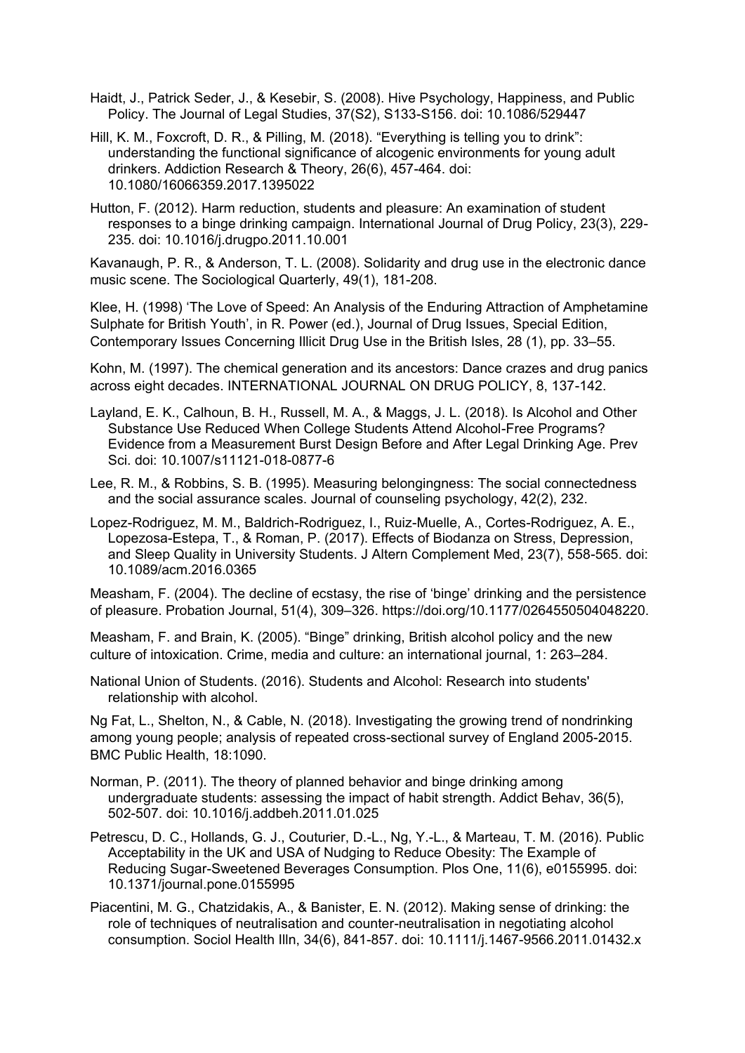Haidt, J., Patrick Seder, J., & Kesebir, S. (2008). Hive Psychology, Happiness, and Public Policy. The Journal of Legal Studies, 37(S2), S133-S156. doi: 10.1086/529447

Hill, K. M., Foxcroft, D. R., & Pilling, M. (2018). "Everything is telling you to drink": understanding the functional significance of alcogenic environments for young adult drinkers. Addiction Research & Theory, 26(6), 457-464. doi: 10.1080/16066359.2017.1395022

Hutton, F. (2012). Harm reduction, students and pleasure: An examination of student responses to a binge drinking campaign. International Journal of Drug Policy, 23(3), 229-235. doi: 10.1016/j.drugpo.2011.10.001

Kavanaugh, P. R., & Anderson, T. L. (2008). Solidarity and drug use in the electronic dance music scene. The Sociological Quarterly, 49(1), 181-208.

Klee, H. (1998) 'The Love of Speed: An Analysis of the Enduring Attraction of Amphetamine Sulphate for British Youth', in R. Power (ed.), Journal of Drug Issues, Special Edition, Contemporary Issues Concerning Illicit Drug Use in the British Isles, 28 (1), pp. 33–55.

Kohn, M. (1997). The chemical generation and its ancestors: Dance crazes and drug panics across eight decades. INTERNATIONAL JOURNAL ON DRUG POLICY, 8, 137-142.

Layland, E. K., Calhoun, B. H., Russell, M. A., & Maggs, J. L. (2018). Is Alcohol and Other Substance Use Reduced When College Students Attend Alcohol-Free Programs? Evidence from a Measurement Burst Design Before and After Legal Drinking Age. Prev Sci. doi: 10.1007/s11121-018-0877-6

Lee, R. M., & Robbins, S. B. (1995). Measuring belongingness: The social connectedness and the social assurance scales. Journal of counseling psychology, 42(2), 232.

Lopez-Rodriguez, M. M., Baldrich-Rodriguez, I., Ruiz-Muelle, A., Cortes-Rodriguez, A. E., Lopezosa-Estepa, T., & Roman, P. (2017). Effects of Biodanza on Stress, Depression, and Sleep Quality in University Students. J Altern Complement Med, 23(7), 558-565. doi: 10.1089/acm.2016.0365

Measham, F. (2004). The decline of ecstasy, the rise of 'binge' drinking and the persistence of pleasure. Probation Journal, 51(4), 309–326. https://doi.org/10.1177/0264550504048220.

Measham, F. and Brain, K. (2005). "Binge" drinking, British alcohol policy and the new culture of intoxication. Crime, media and culture: an international journal, 1: 263–284.

National Union of Students. (2016). Students and Alcohol: Research into students' relationship with alcohol.

Ng Fat, L., Shelton, N., & Cable, N. (2018). Investigating the growing trend of nondrinking among young people; analysis of repeated cross-sectional survey of England 2005-2015. BMC Public Health, 18:1090.

Norman, P. (2011). The theory of planned behavior and binge drinking among undergraduate students: assessing the impact of habit strength. Addict Behav, 36(5), 502-507. doi: 10.1016/j.addbeh.2011.01.025

Petrescu, D. C., Hollands, G. J., Couturier, D.-L., Ng, Y.-L., & Marteau, T. M. (2016). Public Acceptability in the UK and USA of Nudging to Reduce Obesity: The Example of Reducing Sugar-Sweetened Beverages Consumption. Plos One, 11(6), e0155995. doi: 10.1371/journal.pone.0155995

Piacentini, M. G., Chatzidakis, A., & Banister, E. N. (2012). Making sense of drinking: the role of techniques of neutralisation and counter-neutralisation in negotiating alcohol consumption. Sociol Health Illn, 34(6), 841-857. doi: 10.1111/j.1467-9566.2011.01432.x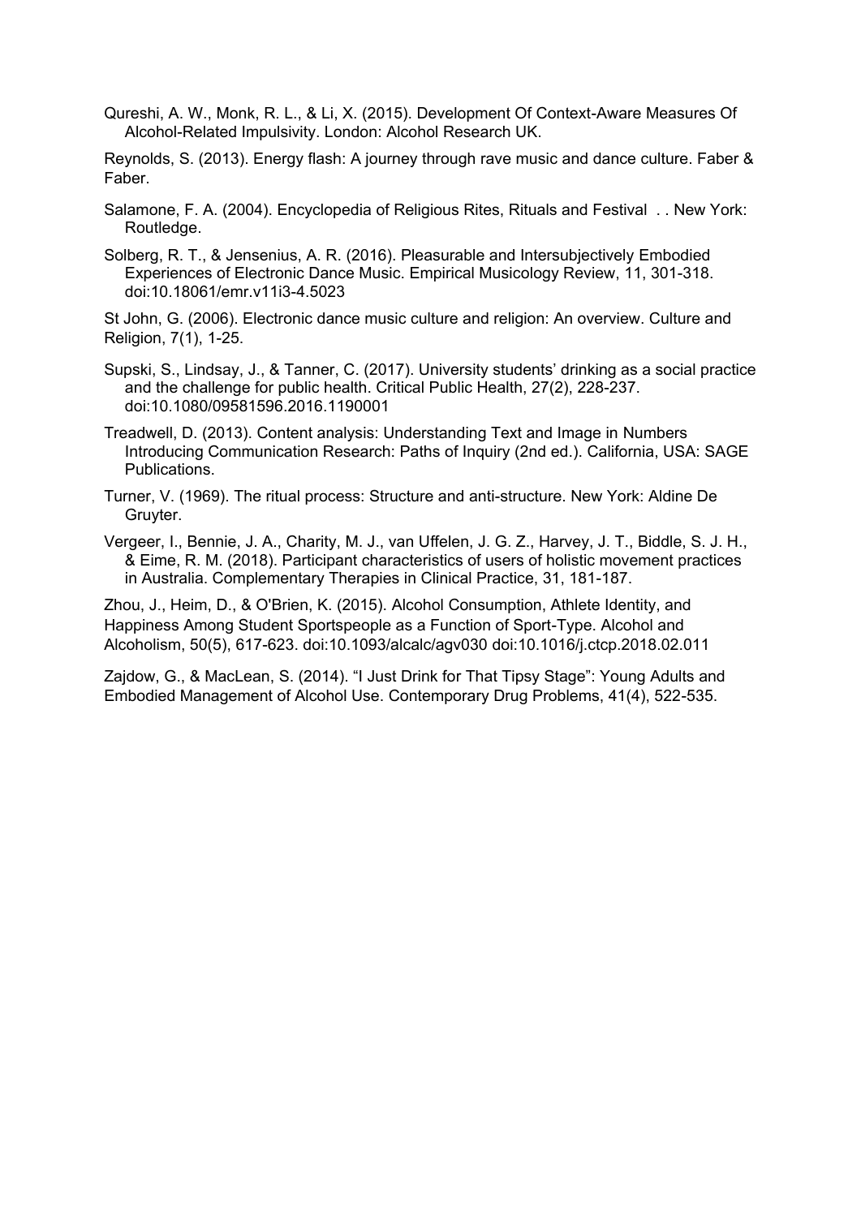Qureshi, A. W., Monk, R. L., & Li, X. (2015). Development Of Context-Aware Measures Of Alcohol-Related Impulsivity. London: Alcohol Research UK.

Reynolds, S. (2013). Energy flash: A journey through rave music and dance culture. Faber & Faber.

Salamone, F. A. (2004). Encyclopedia of Religious Rites, Rituals and Festival . . New York: Routledge.

Solberg, R. T., & Jensenius, A. R. (2016). Pleasurable and Intersubjectively Embodied Experiences of Electronic Dance Music. Empirical Musicology Review, 11, 301-318. doi:10.18061/emr.v11i3-4.5023

St John, G. (2006). Electronic dance music culture and religion: An overview. Culture and Religion, 7(1), 1-25.

Supski, S., Lindsay, J., & Tanner, C. (2017). University students' drinking as a social practice and the challenge for public health. Critical Public Health, 27(2), 228-237. doi:10.1080/09581596.2016.1190001

Treadwell, D. (2013). Content analysis: Understanding Text and Image in Numbers Introducing Communication Research: Paths of Inquiry (2nd ed.). California, USA: SAGE Publications.

Turner, V. (1969). The ritual process: Structure and anti-structure. New York: Aldine De Gruyter.

Vergeer, I., Bennie, J. A., Charity, M. J., van Uffelen, J. G. Z., Harvey, J. T., Biddle, S. J. H., & Eime, R. M. (2018). Participant characteristics of users of holistic movement practices in Australia. Complementary Therapies in Clinical Practice, 31, 181-187.

Zhou, J., Heim, D., & O'Brien, K. (2015). Alcohol Consumption, Athlete Identity, and Happiness Among Student Sportspeople as a Function of Sport-Type. Alcohol and Alcoholism, 50(5), 617-623. doi:10.1093/alcalc/agv030 doi:10.1016/j.ctcp.2018.02.011

Zajdow, G., & MacLean, S. (2014). "I Just Drink for That Tipsy Stage": Young Adults and Embodied Management of Alcohol Use. Contemporary Drug Problems, 41(4), 522-535.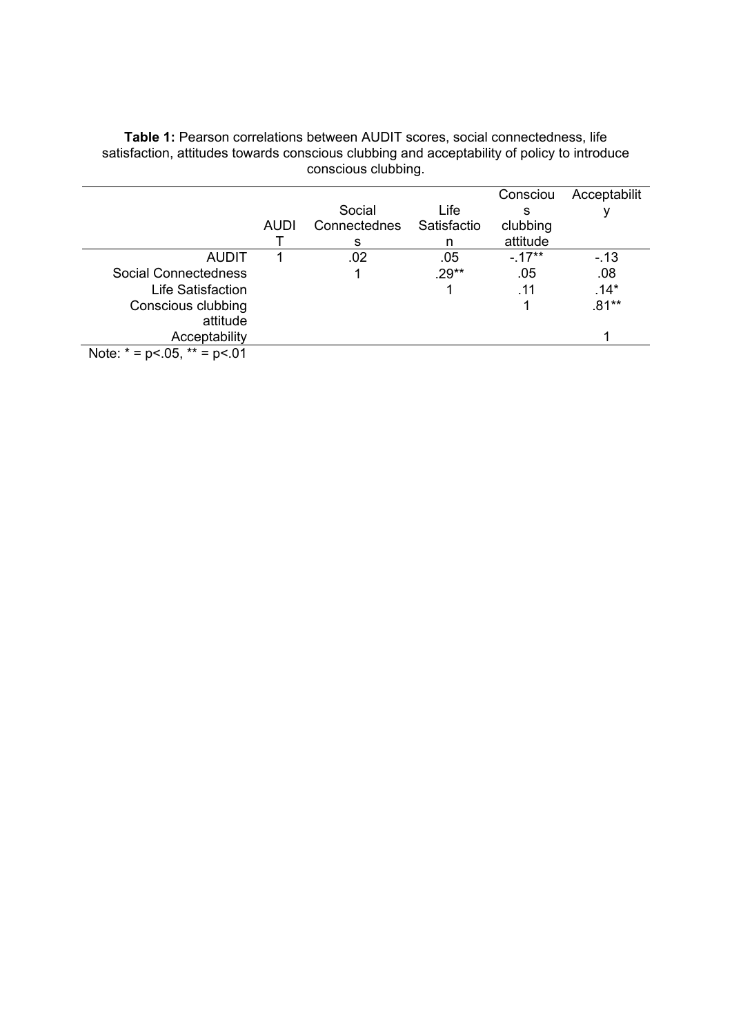**Table 1:** Pearson correlations between AUDIT scores, social connectedness, life satisfaction, attitudes towards conscious clubbing and acceptability of policy to introduce conscious clubbing.

| | AUDIT | Social Connectedness | Life Satisfaction | Conscious clubbing attitude | Acceptability |
|---|---|---|---|---|---|
| AUDIT | 1 | .02 | .05 | -.17** | -.13 |
| Social Connectedness | | 1 | .29** | .05 | .08 |
| Life Satisfaction | | | 1 | .11 | .14* |
| Conscious clubbing attitude | | | | 1 | .81** |
| Acceptability | | | | | 1 |

Note: * = p<.05, ** = p<.01